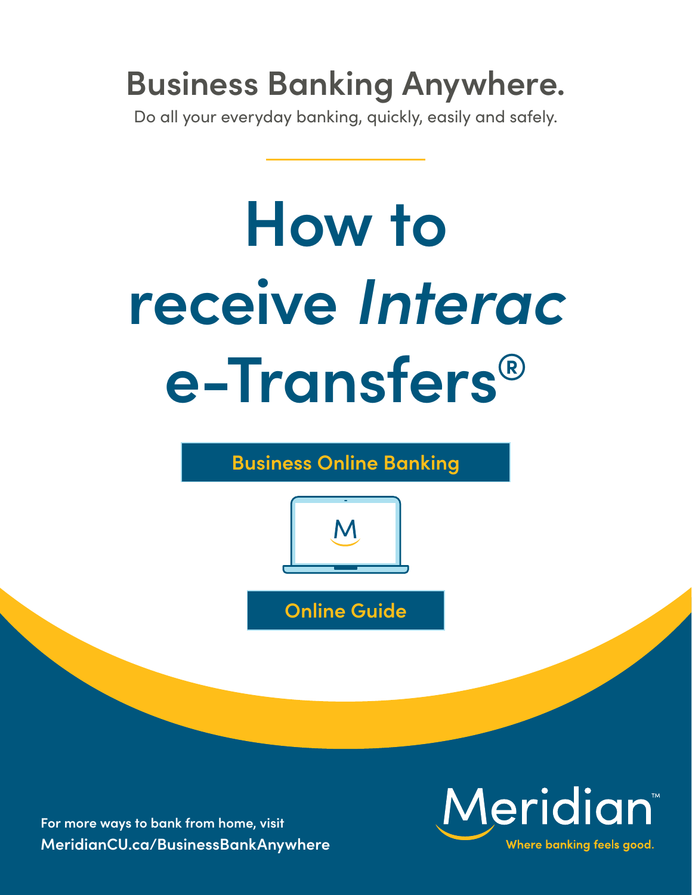## Business Banking Anywhere.

Do all your everyday banking, quickly, easily and safely.

# How to receive *Interac* e-Transfers®

**Business Online Banking**

**Online Guide**

For more ways to bank from home, visit
**MeridianCU.ca/BusinessBankAnywhere**

Meridian™
Where banking feels good.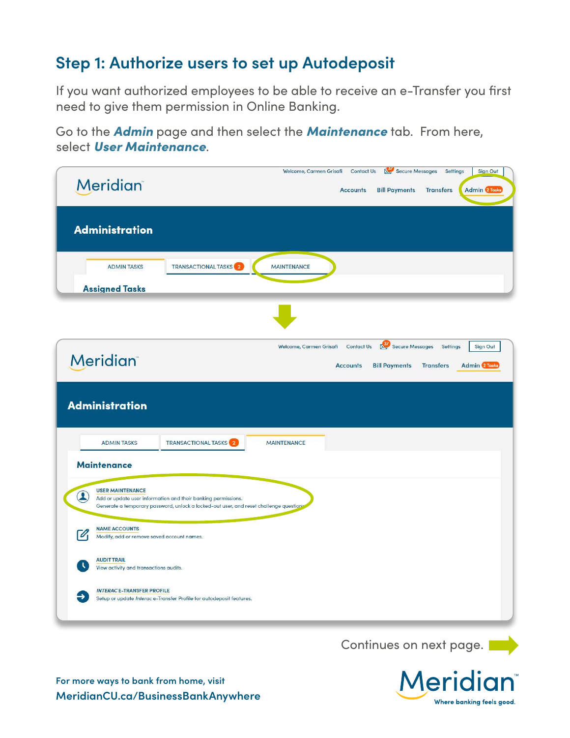## Step 1: Authorize users to set up Autodeposit

If you want authorized employees to be able to receive an e-Transfer you first need to give them permission in Online Banking.

Go to the ***Admin*** page and then select the ***Maintenance*** tab. From here, select ***User Maintenance***.

Welcome, Carmen Grisafi Contact Us 37 Secure Messages Settings Sign Out

Meridian

Accounts Bill Payments Transfers Admin 2 Tasks

**Administration**

ADMIN TASKS TRANSACTIONAL TASKS 2 MAINTENANCE

**Assigned Tasks**

Welcome, Carmen Grisafi Contact Us 37 Secure Messages Settings Sign Out

Meridian

Accounts Bill Payments Transfers Admin 2 Tasks

**Administration**

ADMIN TASKS TRANSACTIONAL TASKS 2 MAINTENANCE

**Maintenance**

USER MAINTENANCE
Add or update user information and their banking permissions.
Generate a temporary password, unlock a locked-out user, and reset challenge questions.

NAME ACCOUNTS
Modify, add or remove saved account names.

AUDIT TRAIL
View activity and transactions audits.

*INTERAC* E-TRANSFER PROFILE
Setup or update *Interac* e-Transfer Profile for autodeposit features.

Continues on next page.

For more ways to bank from home, visit
MeridianCU.ca/BusinessBankAnywhere

Meridian™
Where banking feels good.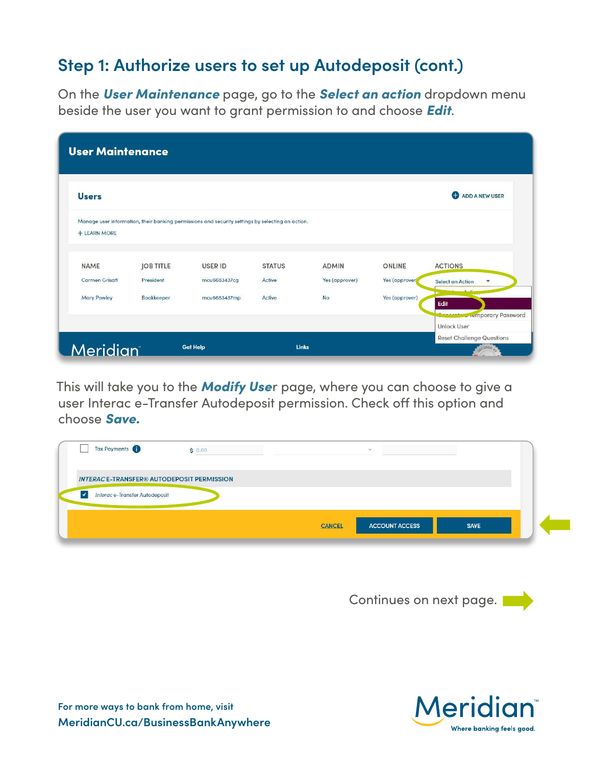## Step 1: Authorize users to set up Autodeposit (cont.)

On the ***User Maintenance*** page, go to the ***Select an action*** dropdown menu beside the user you want to grant permission to and choose ***Edit***.

This will take you to the ***Modify User*** page, where you can choose to give a user Interac e-Transfer Autodeposit permission. Check off this option and choose ***Save.***

Continues on next page.

For more ways to bank from home, visit
**MeridianCU.ca/BusinessBankAnywhere**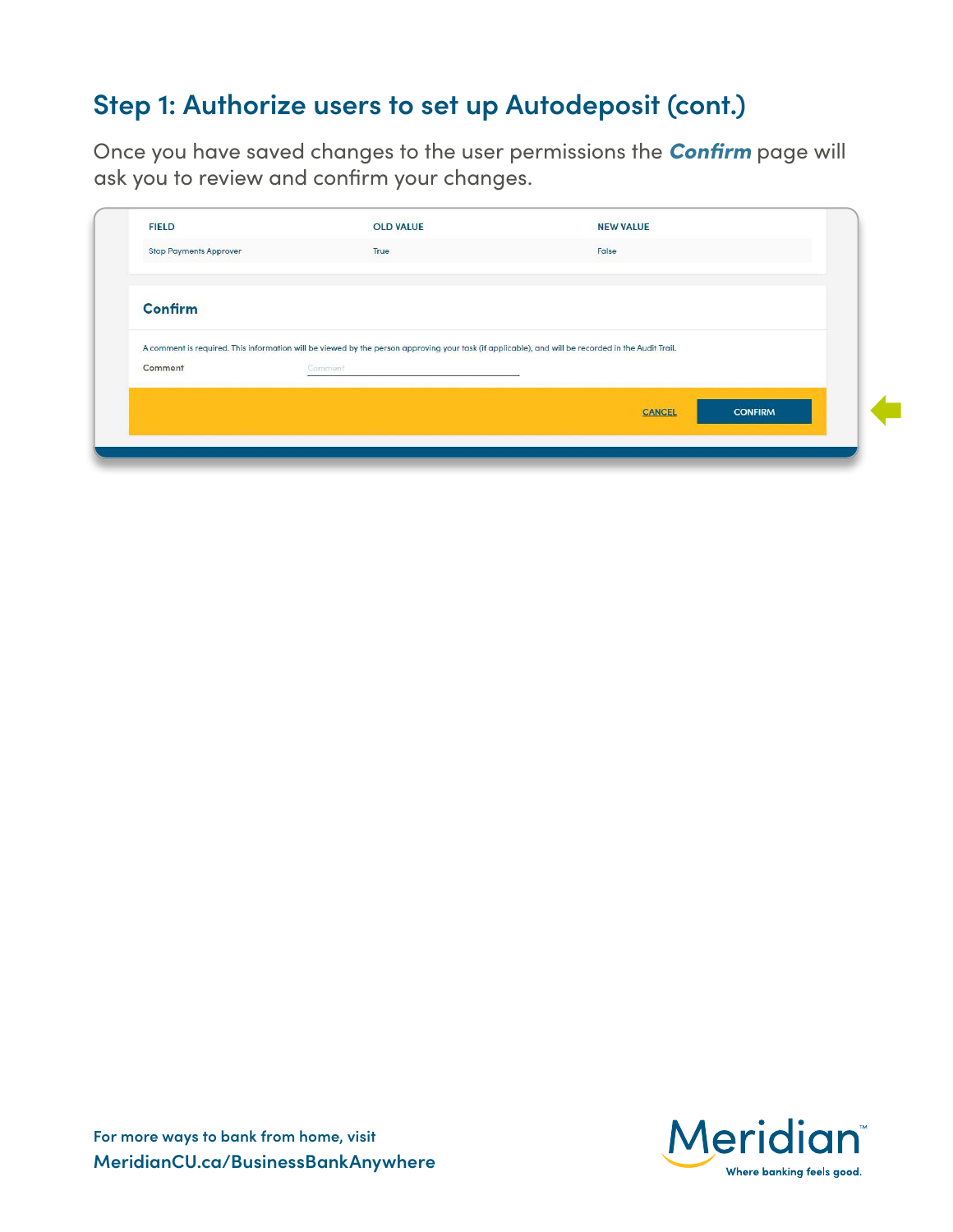## Step 1: Authorize users to set up Autodeposit (cont.)

Once you have saved changes to the user permissions the ***Confirm*** page will ask you to review and confirm your changes.

| FIELD | OLD VALUE | NEW VALUE |
|---|---|---|
| Stop Payments Approver | True | False |

**Confirm**

A comment is required. This information will be viewed by the person approving your task (if applicable), and will be recorded in the Audit Trail.

Comment

CANCEL CONFIRM

For more ways to bank from home, visit
**MeridianCU.ca/BusinessBankAnywhere**

Meridian™ Where banking feels good.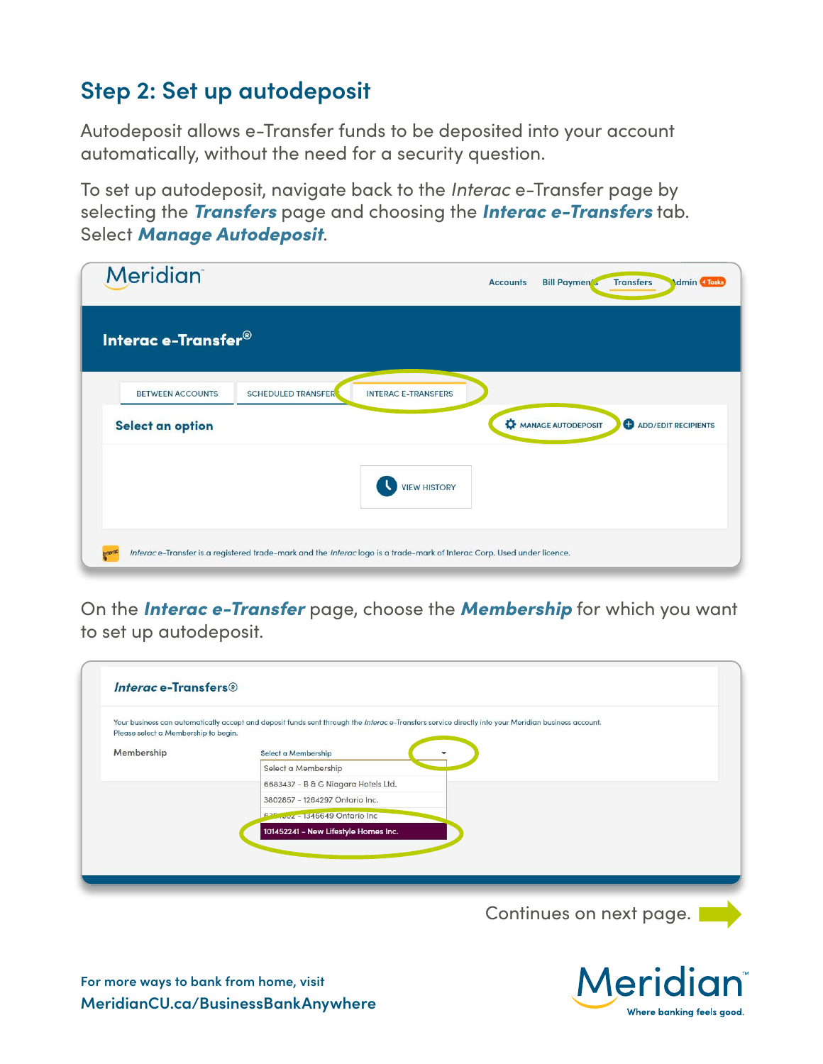## Step 2: Set up autodeposit

Autodeposit allows e-Transfer funds to be deposited into your account automatically, without the need for a security question.

To set up autodeposit, navigate back to the *Interac* e-Transfer page by selecting the ***Transfers*** page and choosing the ***Interac e-Transfers*** tab. Select ***Manage Autodeposit***.

On the ***Interac e-Transfer*** page, choose the ***Membership*** for which you want to set up autodeposit.

Continues on next page.

For more ways to bank from home, visit
MeridianCU.ca/BusinessBankAnywhere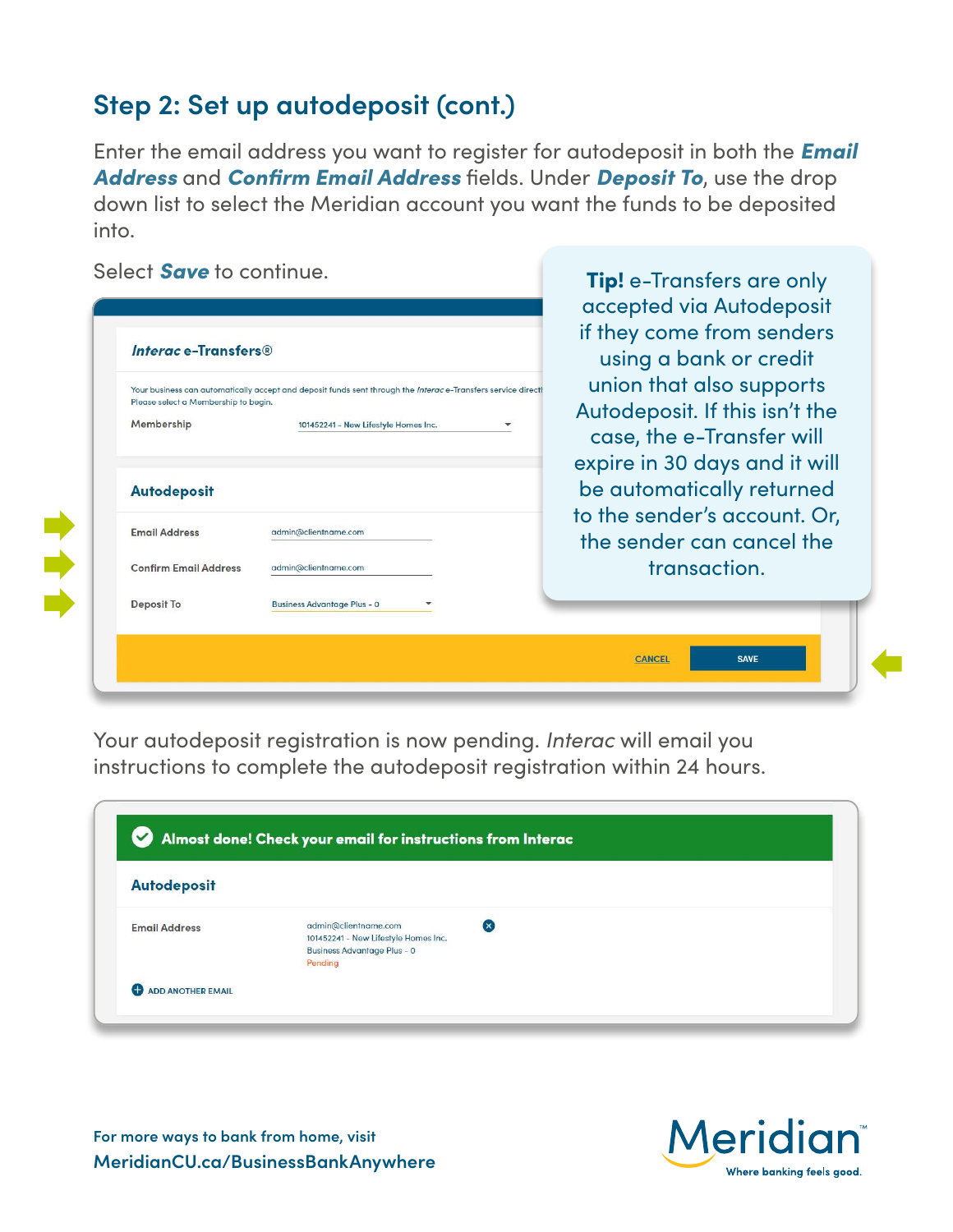## Step 2: Set up autodeposit (cont.)

Enter the email address you want to register for autodeposit in both the ***Email Address*** and ***Confirm Email Address*** fields. Under ***Deposit To***, use the drop down list to select the Meridian account you want the funds to be deposited into.

Select ***Save*** to continue.

> **Tip!** e-Transfers are only accepted via Autodeposit if they come from senders using a bank or credit union that also supports Autodeposit. If this isn't the case, the e-Transfer will expire in 30 days and it will be automatically returned to the sender's account. Or, the sender can cancel the transaction.

**Interac e-Transfers®**

Your business can automatically accept and deposit funds sent through the *Interac* e-Transfers service directl
Please select a Membership to begin.

Membership: 101452241 - New Lifestyle Homes Inc.

**Autodeposit**

Email Address: admin@clientname.com

Confirm Email Address: admin@clientname.com

Deposit To: Business Advantage Plus - 0

CANCEL | SAVE

Your autodeposit registration is now pending. *Interac* will email you instructions to complete the autodeposit registration within 24 hours.

**Almost done! Check your email for instructions from Interac**

**Autodeposit**

Email Address: admin@clientname.com
101452241 - New Lifestyle Homes Inc.
Business Advantage Plus - 0
Pending

ADD ANOTHER EMAIL

For more ways to bank from home, visit
**MeridianCU.ca/BusinessBankAnywhere**

Meridian™
Where banking feels good.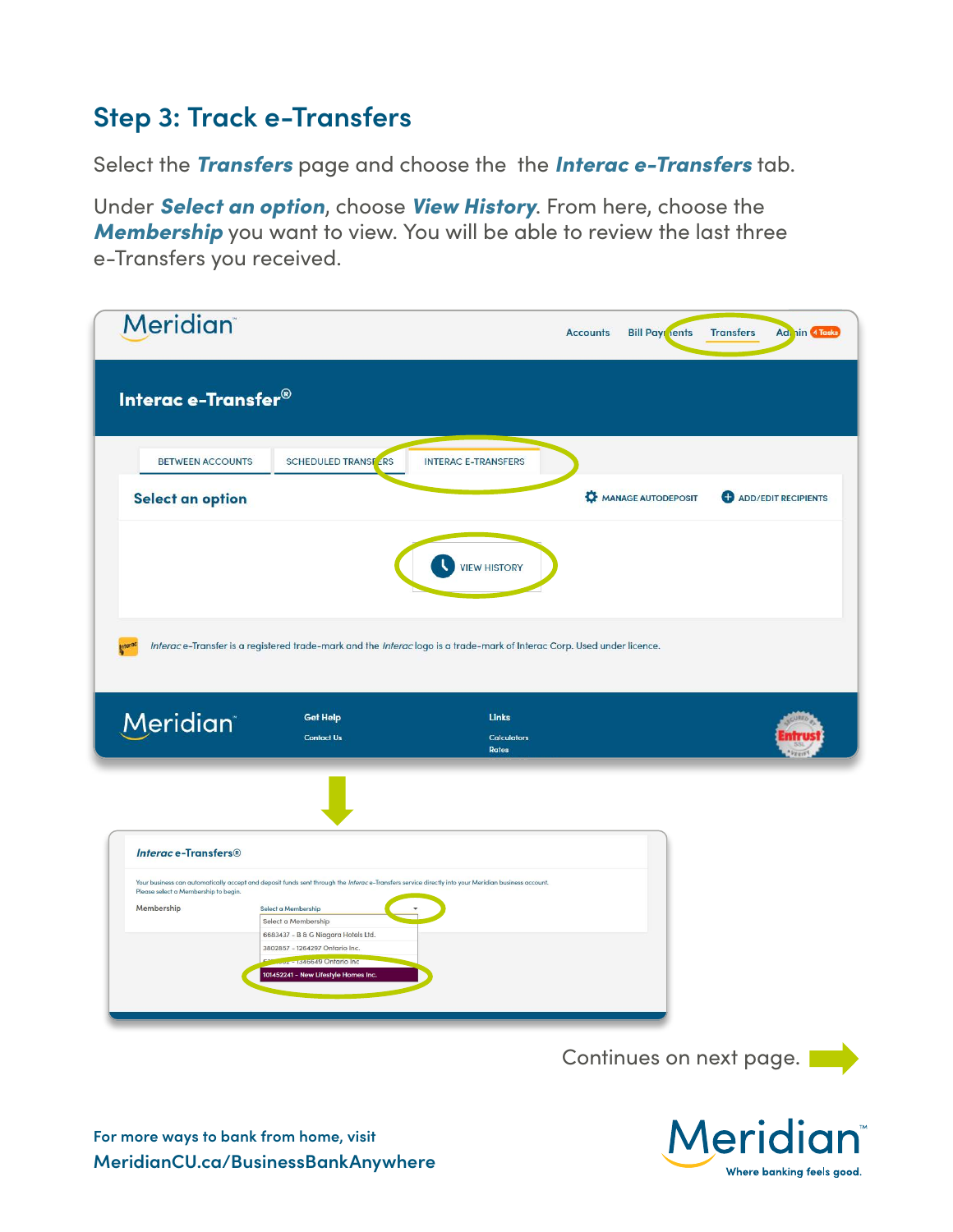## Step 3: Track e-Transfers

Select the ***Transfers*** page and choose the the ***Interac e-Transfers*** tab.

Under ***Select an option***, choose ***View History***. From here, choose the ***Membership*** you want to view. You will be able to review the last three e-Transfers you received.

Continues on next page.

For more ways to bank from home, visit
**MeridianCU.ca/BusinessBankAnywhere**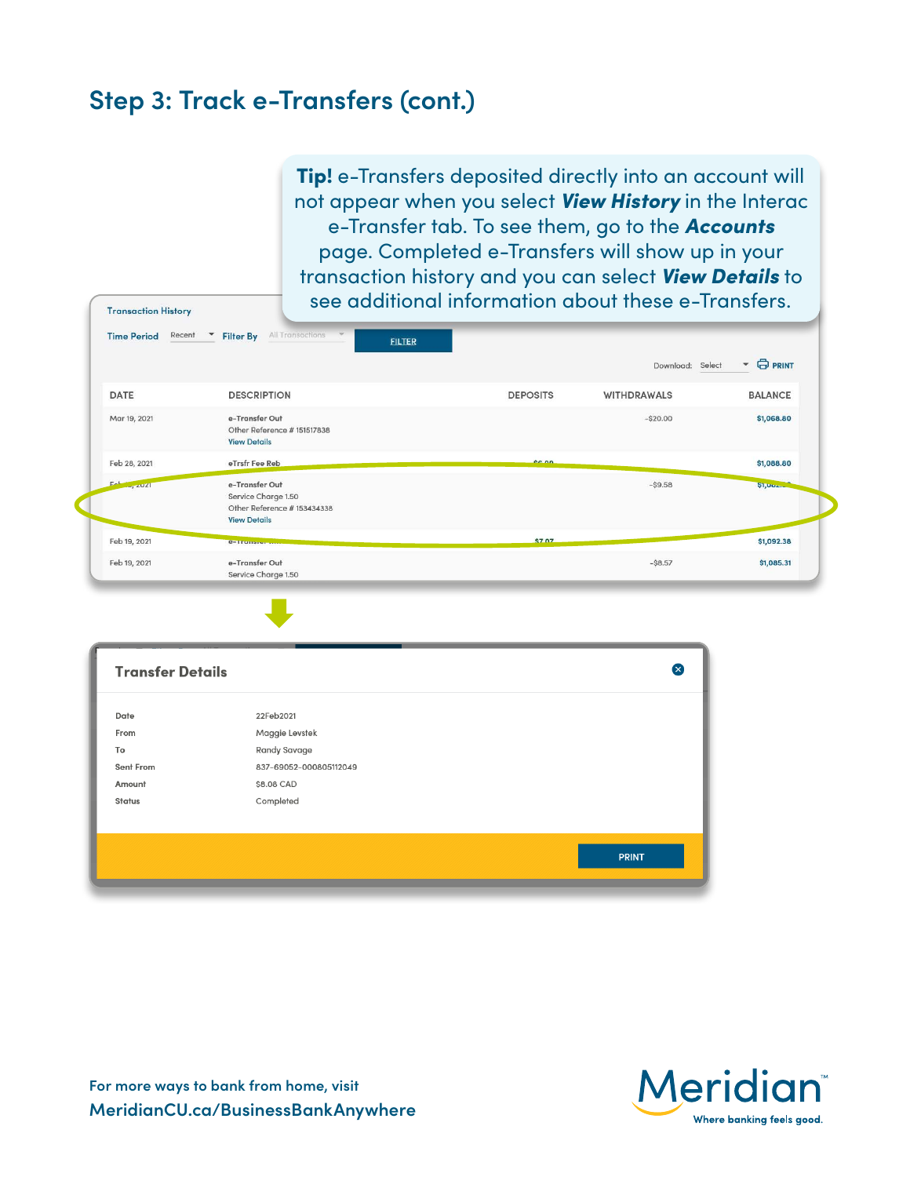# Step 3: Track e-Transfers (cont.)

**Tip!** e-Transfers deposited directly into an account will not appear when you select ***View History*** in the Interac e-Transfer tab. To see them, go to the ***Accounts*** page. Completed e-Transfers will show up in your transaction history and you can select ***View Details*** to see additional information about these e-Transfers.

Transaction History

Time Period Recent Filter By All Transactions FILTER

Download: Select PRINT

| DATE | DESCRIPTION | DEPOSITS | WITHDRAWALS | BALANCE |
|---|---|---|---|---|
| Mar 19, 2021 | e-Transfer Out<br>Other Reference # 151517838<br>View Details | | -$20.00 | $1,068.80 |
| Feb 28, 2021 | eTrsfr Fee Reb | $6.00 | | $1,088.80 |
| Feb ..., 2021 | e-Transfer Out<br>Service Charge 1.50<br>Other Reference # 153434338<br>View Details | | -$9.58 | $1,08... |
| Feb 19, 2021 | e-Transfer ... | $7.07 | | $1,092.38 |
| Feb 19, 2021 | e-Transfer Out<br>Service Charge 1.50 | | -$8.57 | $1,085.31 |

**Transfer Details**

| | |
|---|---|
| Date | 22Feb2021 |
| From | Maggie Levstek |
| To | Randy Savage |
| Sent From | 837-69052-000805112049 |
| Amount | $8.08 CAD |
| Status | Completed |

PRINT

For more ways to bank from home, visit
**MeridianCU.ca/BusinessBankAnywhere**

Meridian™ Where banking feels good.